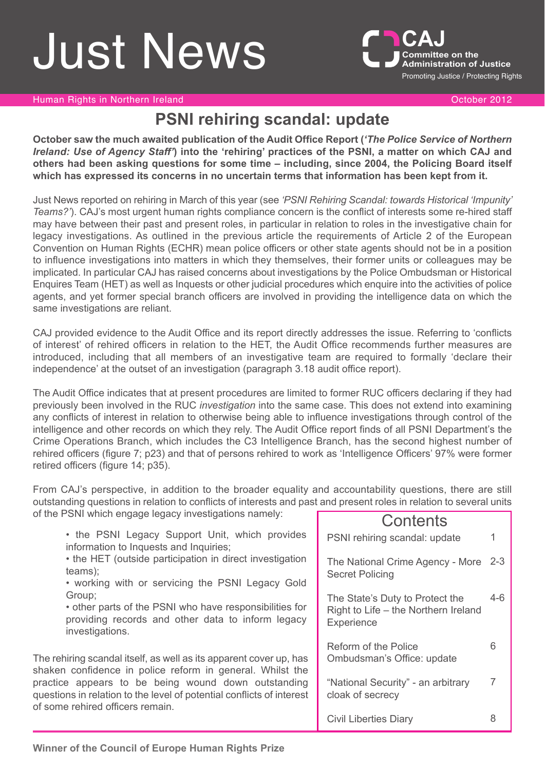# Just News

**CAJ**
**Committee on the Administration of Justice**
Promoting Justice / Protecting Rights

Human Rights in Northern Ireland — October 2012

## PSNI rehiring scandal: update

**October saw the much awaited publication of the Audit Office Report (*'The Police Service of Northern Ireland: Use of Agency Staff'*) into the 'rehiring' practices of the PSNI, a matter on which CAJ and others had been asking questions for some time – including, since 2004, the Policing Board itself which has expressed its concerns in no uncertain terms that information has been kept from it.**

Just News reported on rehiring in March of this year (see *'PSNI Rehiring Scandal: towards Historical 'Impunity' Teams?'*). CAJ's most urgent human rights compliance concern is the conflict of interests some re-hired staff may have between their past and present roles, in particular in relation to roles in the investigative chain for legacy investigations. As outlined in the previous article the requirements of Article 2 of the European Convention on Human Rights (ECHR) mean police officers or other state agents should not be in a position to influence investigations into matters in which they themselves, their former units or colleagues may be implicated. In particular CAJ has raised concerns about investigations by the Police Ombudsman or Historical Enquires Team (HET) as well as Inquests or other judicial procedures which enquire into the activities of police agents, and yet former special branch officers are involved in providing the intelligence data on which the same investigations are reliant.

CAJ provided evidence to the Audit Office and its report directly addresses the issue. Referring to 'conflicts of interest' of rehired officers in relation to the HET, the Audit Office recommends further measures are introduced, including that all members of an investigative team are required to formally 'declare their independence' at the outset of an investigation (paragraph 3.18 audit office report).

The Audit Office indicates that at present procedures are limited to former RUC officers declaring if they had previously been involved in the RUC *investigation* into the same case. This does not extend into examining any conflicts of interest in relation to otherwise being able to influence investigations through control of the intelligence and other records on which they rely. The Audit Office report finds of all PSNI Department's the Crime Operations Branch, which includes the C3 Intelligence Branch, has the second highest number of rehired officers (figure 7; p23) and that of persons rehired to work as 'Intelligence Officers' 97% were former retired officers (figure 14; p35).

From CAJ's perspective, in addition to the broader equality and accountability questions, there are still outstanding questions in relation to conflicts of interests and past and present roles in relation to several units of the PSNI which engage legacy investigations namely:

- the PSNI Legacy Support Unit, which provides information to Inquests and Inquiries;
- the HET (outside participation in direct investigation teams);
- working with or servicing the PSNI Legacy Gold Group;
- other parts of the PSNI who have responsibilities for providing records and other data to inform legacy investigations.

The rehiring scandal itself, as well as its apparent cover up, has shaken confidence in police reform in general. Whilst the practice appears to be being wound down outstanding questions in relation to the level of potential conflicts of interest of some rehired officers remain.

### Contents

| | |
|---|---|
| PSNI rehiring scandal: update | 1 |
| The National Crime Agency - More Secret Policing | 2-3 |
| The State's Duty to Protect the Right to Life – the Northern Ireland Experience | 4-6 |
| Reform of the Police Ombudsman's Office: update | 6 |
| "National Security" - an arbitrary cloak of secrecy | 7 |
| Civil Liberties Diary | 8 |

**Winner of the Council of Europe Human Rights Prize**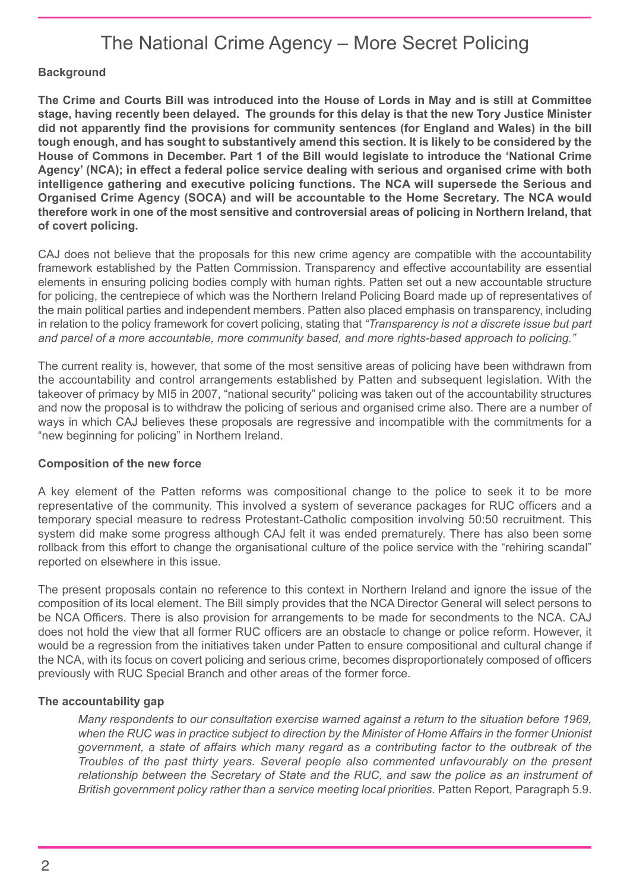# The National Crime Agency – More Secret Policing

**Background**

**The Crime and Courts Bill was introduced into the House of Lords in May and is still at Committee stage, having recently been delayed. The grounds for this delay is that the new Tory Justice Minister did not apparently find the provisions for community sentences (for England and Wales) in the bill tough enough, and has sought to substantively amend this section. It is likely to be considered by the House of Commons in December. Part 1 of the Bill would legislate to introduce the 'National Crime Agency' (NCA); in effect a federal police service dealing with serious and organised crime with both intelligence gathering and executive policing functions. The NCA will supersede the Serious and Organised Crime Agency (SOCA) and will be accountable to the Home Secretary. The NCA would therefore work in one of the most sensitive and controversial areas of policing in Northern Ireland, that of covert policing.**

CAJ does not believe that the proposals for this new crime agency are compatible with the accountability framework established by the Patten Commission. Transparency and effective accountability are essential elements in ensuring policing bodies comply with human rights. Patten set out a new accountable structure for policing, the centrepiece of which was the Northern Ireland Policing Board made up of representatives of the main political parties and independent members. Patten also placed emphasis on transparency, including in relation to the policy framework for covert policing, stating that *"Transparency is not a discrete issue but part and parcel of a more accountable, more community based, and more rights-based approach to policing."*

The current reality is, however, that some of the most sensitive areas of policing have been withdrawn from the accountability and control arrangements established by Patten and subsequent legislation. With the takeover of primacy by MI5 in 2007, "national security" policing was taken out of the accountability structures and now the proposal is to withdraw the policing of serious and organised crime also. There are a number of ways in which CAJ believes these proposals are regressive and incompatible with the commitments for a "new beginning for policing" in Northern Ireland.

**Composition of the new force**

A key element of the Patten reforms was compositional change to the police to seek it to be more representative of the community. This involved a system of severance packages for RUC officers and a temporary special measure to redress Protestant-Catholic composition involving 50:50 recruitment. This system did make some progress although CAJ felt it was ended prematurely. There has also been some rollback from this effort to change the organisational culture of the police service with the "rehiring scandal" reported on elsewhere in this issue.

The present proposals contain no reference to this context in Northern Ireland and ignore the issue of the composition of its local element. The Bill simply provides that the NCA Director General will select persons to be NCA Officers. There is also provision for arrangements to be made for secondments to the NCA. CAJ does not hold the view that all former RUC officers are an obstacle to change or police reform. However, it would be a regression from the initiatives taken under Patten to ensure compositional and cultural change if the NCA, with its focus on covert policing and serious crime, becomes disproportionately composed of officers previously with RUC Special Branch and other areas of the former force.

**The accountability gap**

> *Many respondents to our consultation exercise warned against a return to the situation before 1969, when the RUC was in practice subject to direction by the Minister of Home Affairs in the former Unionist government, a state of affairs which many regard as a contributing factor to the outbreak of the Troubles of the past thirty years. Several people also commented unfavourably on the present relationship between the Secretary of State and the RUC, and saw the police as an instrument of British government policy rather than a service meeting local priorities.* Patten Report, Paragraph 5.9.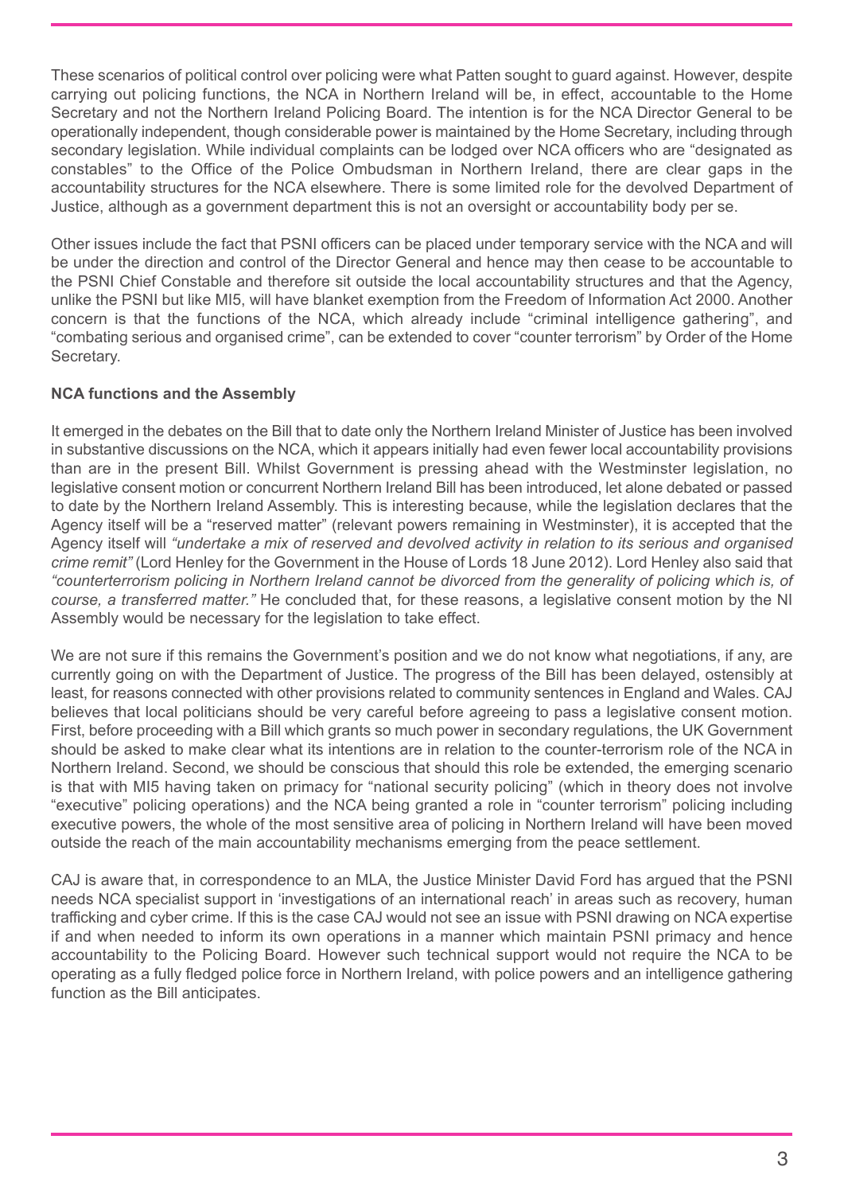These scenarios of political control over policing were what Patten sought to guard against. However, despite carrying out policing functions, the NCA in Northern Ireland will be, in effect, accountable to the Home Secretary and not the Northern Ireland Policing Board. The intention is for the NCA Director General to be operationally independent, though considerable power is maintained by the Home Secretary, including through secondary legislation. While individual complaints can be lodged over NCA officers who are "designated as constables" to the Office of the Police Ombudsman in Northern Ireland, there are clear gaps in the accountability structures for the NCA elsewhere. There is some limited role for the devolved Department of Justice, although as a government department this is not an oversight or accountability body per se.

Other issues include the fact that PSNI officers can be placed under temporary service with the NCA and will be under the direction and control of the Director General and hence may then cease to be accountable to the PSNI Chief Constable and therefore sit outside the local accountability structures and that the Agency, unlike the PSNI but like MI5, will have blanket exemption from the Freedom of Information Act 2000. Another concern is that the functions of the NCA, which already include "criminal intelligence gathering", and "combating serious and organised crime", can be extended to cover "counter terrorism" by Order of the Home Secretary.

**NCA functions and the Assembly**

It emerged in the debates on the Bill that to date only the Northern Ireland Minister of Justice has been involved in substantive discussions on the NCA, which it appears initially had even fewer local accountability provisions than are in the present Bill. Whilst Government is pressing ahead with the Westminster legislation, no legislative consent motion or concurrent Northern Ireland Bill has been introduced, let alone debated or passed to date by the Northern Ireland Assembly. This is interesting because, while the legislation declares that the Agency itself will be a "reserved matter" (relevant powers remaining in Westminster), it is accepted that the Agency itself will *"undertake a mix of reserved and devolved activity in relation to its serious and organised crime remit"* (Lord Henley for the Government in the House of Lords 18 June 2012). Lord Henley also said that *"counterterrorism policing in Northern Ireland cannot be divorced from the generality of policing which is, of course, a transferred matter."* He concluded that, for these reasons, a legislative consent motion by the NI Assembly would be necessary for the legislation to take effect.

We are not sure if this remains the Government's position and we do not know what negotiations, if any, are currently going on with the Department of Justice. The progress of the Bill has been delayed, ostensibly at least, for reasons connected with other provisions related to community sentences in England and Wales. CAJ believes that local politicians should be very careful before agreeing to pass a legislative consent motion. First, before proceeding with a Bill which grants so much power in secondary regulations, the UK Government should be asked to make clear what its intentions are in relation to the counter-terrorism role of the NCA in Northern Ireland. Second, we should be conscious that should this role be extended, the emerging scenario is that with MI5 having taken on primacy for "national security policing" (which in theory does not involve "executive" policing operations) and the NCA being granted a role in "counter terrorism" policing including executive powers, the whole of the most sensitive area of policing in Northern Ireland will have been moved outside the reach of the main accountability mechanisms emerging from the peace settlement.

CAJ is aware that, in correspondence to an MLA, the Justice Minister David Ford has argued that the PSNI needs NCA specialist support in 'investigations of an international reach' in areas such as recovery, human trafficking and cyber crime. If this is the case CAJ would not see an issue with PSNI drawing on NCA expertise if and when needed to inform its own operations in a manner which maintain PSNI primacy and hence accountability to the Policing Board. However such technical support would not require the NCA to be operating as a fully fledged police force in Northern Ireland, with police powers and an intelligence gathering function as the Bill anticipates.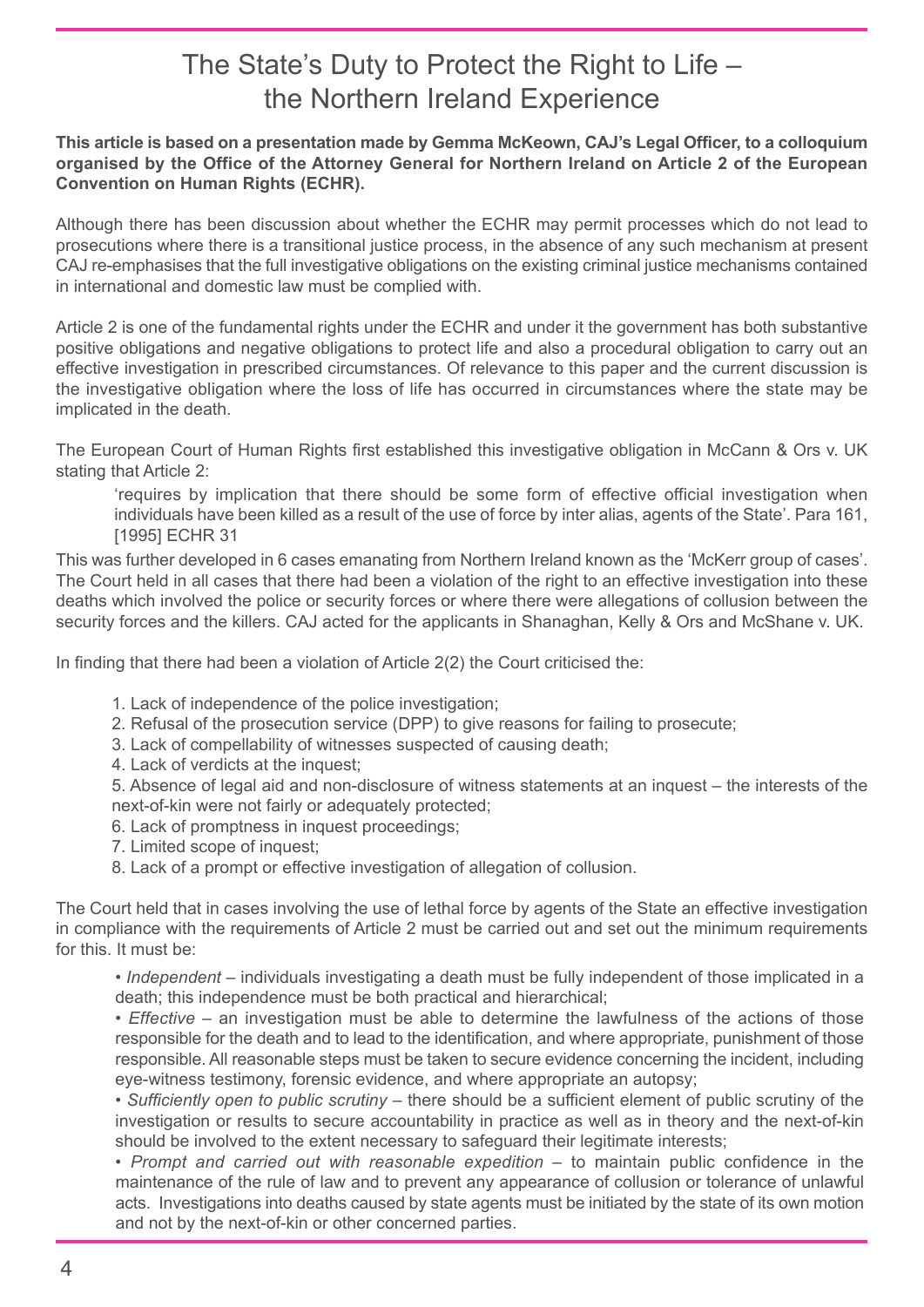# The State's Duty to Protect the Right to Life – the Northern Ireland Experience

**This article is based on a presentation made by Gemma McKeown, CAJ's Legal Officer, to a colloquium organised by the Office of the Attorney General for Northern Ireland on Article 2 of the European Convention on Human Rights (ECHR).**

Although there has been discussion about whether the ECHR may permit processes which do not lead to prosecutions where there is a transitional justice process, in the absence of any such mechanism at present CAJ re-emphasises that the full investigative obligations on the existing criminal justice mechanisms contained in international and domestic law must be complied with.

Article 2 is one of the fundamental rights under the ECHR and under it the government has both substantive positive obligations and negative obligations to protect life and also a procedural obligation to carry out an effective investigation in prescribed circumstances. Of relevance to this paper and the current discussion is the investigative obligation where the loss of life has occurred in circumstances where the state may be implicated in the death.

The European Court of Human Rights first established this investigative obligation in McCann & Ors v. UK stating that Article 2:

> 'requires by implication that there should be some form of effective official investigation when individuals have been killed as a result of the use of force by inter alias, agents of the State'. Para 161, [1995] ECHR 31

This was further developed in 6 cases emanating from Northern Ireland known as the 'McKerr group of cases'. The Court held in all cases that there had been a violation of the right to an effective investigation into these deaths which involved the police or security forces or where there were allegations of collusion between the security forces and the killers. CAJ acted for the applicants in Shanaghan, Kelly & Ors and McShane v. UK.

In finding that there had been a violation of Article 2(2) the Court criticised the:

1. Lack of independence of the police investigation;
2. Refusal of the prosecution service (DPP) to give reasons for failing to prosecute;
3. Lack of compellability of witnesses suspected of causing death;
4. Lack of verdicts at the inquest;
5. Absence of legal aid and non-disclosure of witness statements at an inquest – the interests of the next-of-kin were not fairly or adequately protected;
6. Lack of promptness in inquest proceedings;
7. Limited scope of inquest;
8. Lack of a prompt or effective investigation of allegation of collusion.

The Court held that in cases involving the use of lethal force by agents of the State an effective investigation in compliance with the requirements of Article 2 must be carried out and set out the minimum requirements for this. It must be:

- *Independent* – individuals investigating a death must be fully independent of those implicated in a death; this independence must be both practical and hierarchical;
- *Effective* – an investigation must be able to determine the lawfulness of the actions of those responsible for the death and to lead to the identification, and where appropriate, punishment of those responsible. All reasonable steps must be taken to secure evidence concerning the incident, including eye-witness testimony, forensic evidence, and where appropriate an autopsy;
- *Sufficiently open to public scrutiny* – there should be a sufficient element of public scrutiny of the investigation or results to secure accountability in practice as well as in theory and the next-of-kin should be involved to the extent necessary to safeguard their legitimate interests;
- *Prompt and carried out with reasonable expedition* – to maintain public confidence in the maintenance of the rule of law and to prevent any appearance of collusion or tolerance of unlawful acts. Investigations into deaths caused by state agents must be initiated by the state of its own motion and not by the next-of-kin or other concerned parties.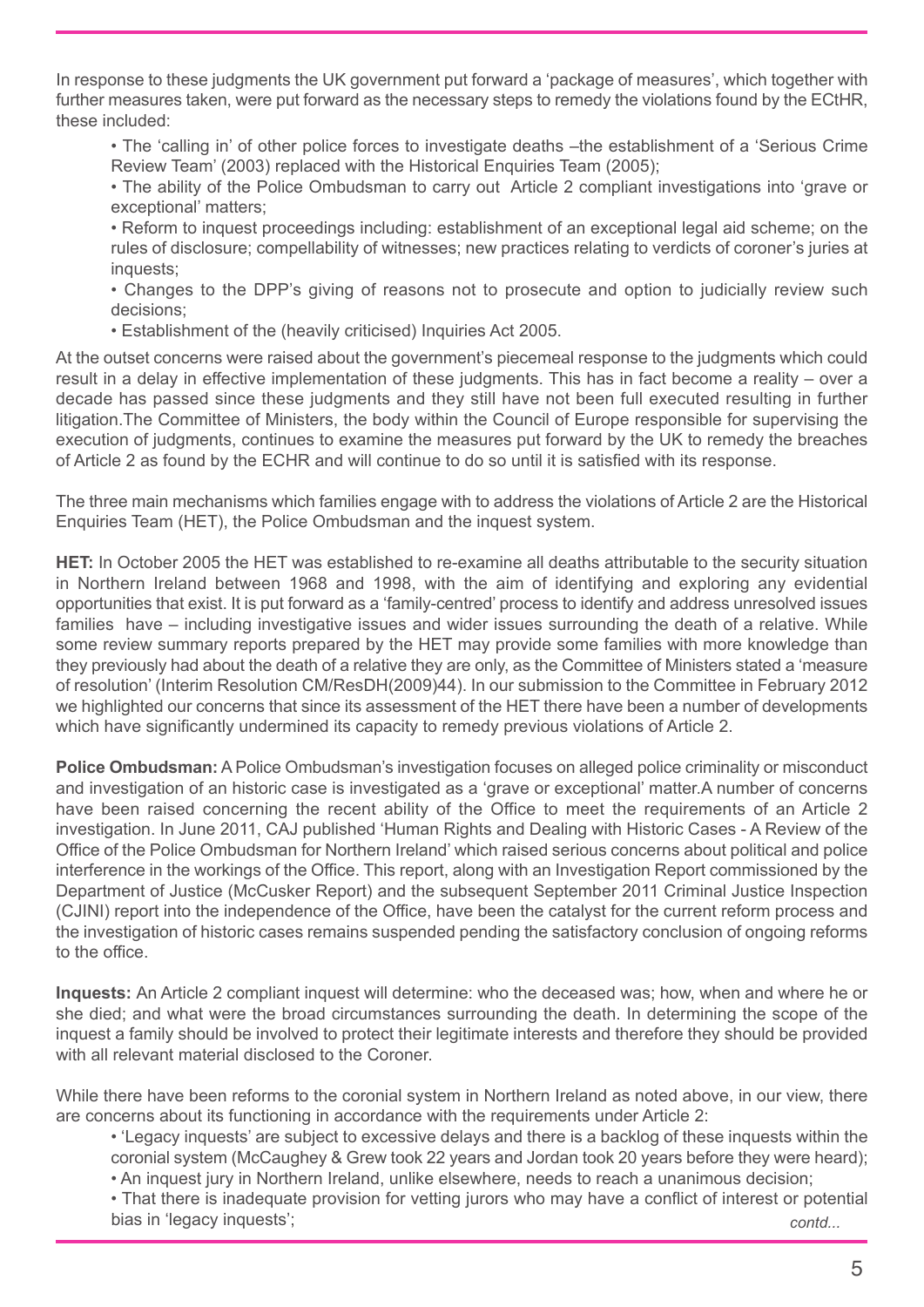In response to these judgments the UK government put forward a 'package of measures', which together with further measures taken, were put forward as the necessary steps to remedy the violations found by the ECtHR, these included:

- The 'calling in' of other police forces to investigate deaths –the establishment of a 'Serious Crime Review Team' (2003) replaced with the Historical Enquiries Team (2005);
- The ability of the Police Ombudsman to carry out Article 2 compliant investigations into 'grave or exceptional' matters;
- Reform to inquest proceedings including: establishment of an exceptional legal aid scheme; on the rules of disclosure; compellability of witnesses; new practices relating to verdicts of coroner's juries at inquests;
- Changes to the DPP's giving of reasons not to prosecute and option to judicially review such decisions;
- Establishment of the (heavily criticised) Inquiries Act 2005.

At the outset concerns were raised about the government's piecemeal response to the judgments which could result in a delay in effective implementation of these judgments. This has in fact become a reality – over a decade has passed since these judgments and they still have not been full executed resulting in further litigation.The Committee of Ministers, the body within the Council of Europe responsible for supervising the execution of judgments, continues to examine the measures put forward by the UK to remedy the breaches of Article 2 as found by the ECHR and will continue to do so until it is satisfied with its response.

The three main mechanisms which families engage with to address the violations of Article 2 are the Historical Enquiries Team (HET), the Police Ombudsman and the inquest system.

**HET:** In October 2005 the HET was established to re-examine all deaths attributable to the security situation in Northern Ireland between 1968 and 1998, with the aim of identifying and exploring any evidential opportunities that exist. It is put forward as a 'family-centred' process to identify and address unresolved issues families have – including investigative issues and wider issues surrounding the death of a relative. While some review summary reports prepared by the HET may provide some families with more knowledge than they previously had about the death of a relative they are only, as the Committee of Ministers stated a 'measure of resolution' (Interim Resolution CM/ResDH(2009)44). In our submission to the Committee in February 2012 we highlighted our concerns that since its assessment of the HET there have been a number of developments which have significantly undermined its capacity to remedy previous violations of Article 2.

**Police Ombudsman:** A Police Ombudsman's investigation focuses on alleged police criminality or misconduct and investigation of an historic case is investigated as a 'grave or exceptional' matter.A number of concerns have been raised concerning the recent ability of the Office to meet the requirements of an Article 2 investigation. In June 2011, CAJ published 'Human Rights and Dealing with Historic Cases - A Review of the Office of the Police Ombudsman for Northern Ireland' which raised serious concerns about political and police interference in the workings of the Office. This report, along with an Investigation Report commissioned by the Department of Justice (McCusker Report) and the subsequent September 2011 Criminal Justice Inspection (CJINI) report into the independence of the Office, have been the catalyst for the current reform process and the investigation of historic cases remains suspended pending the satisfactory conclusion of ongoing reforms to the office.

**Inquests:** An Article 2 compliant inquest will determine: who the deceased was; how, when and where he or she died; and what were the broad circumstances surrounding the death. In determining the scope of the inquest a family should be involved to protect their legitimate interests and therefore they should be provided with all relevant material disclosed to the Coroner.

While there have been reforms to the coronial system in Northern Ireland as noted above, in our view, there are concerns about its functioning in accordance with the requirements under Article 2:

- 'Legacy inquests' are subject to excessive delays and there is a backlog of these inquests within the coronial system (McCaughey & Grew took 22 years and Jordan took 20 years before they were heard);
- An inquest jury in Northern Ireland, unlike elsewhere, needs to reach a unanimous decision;
- That there is inadequate provision for vetting jurors who may have a conflict of interest or potential bias in 'legacy inquests';

*contd...*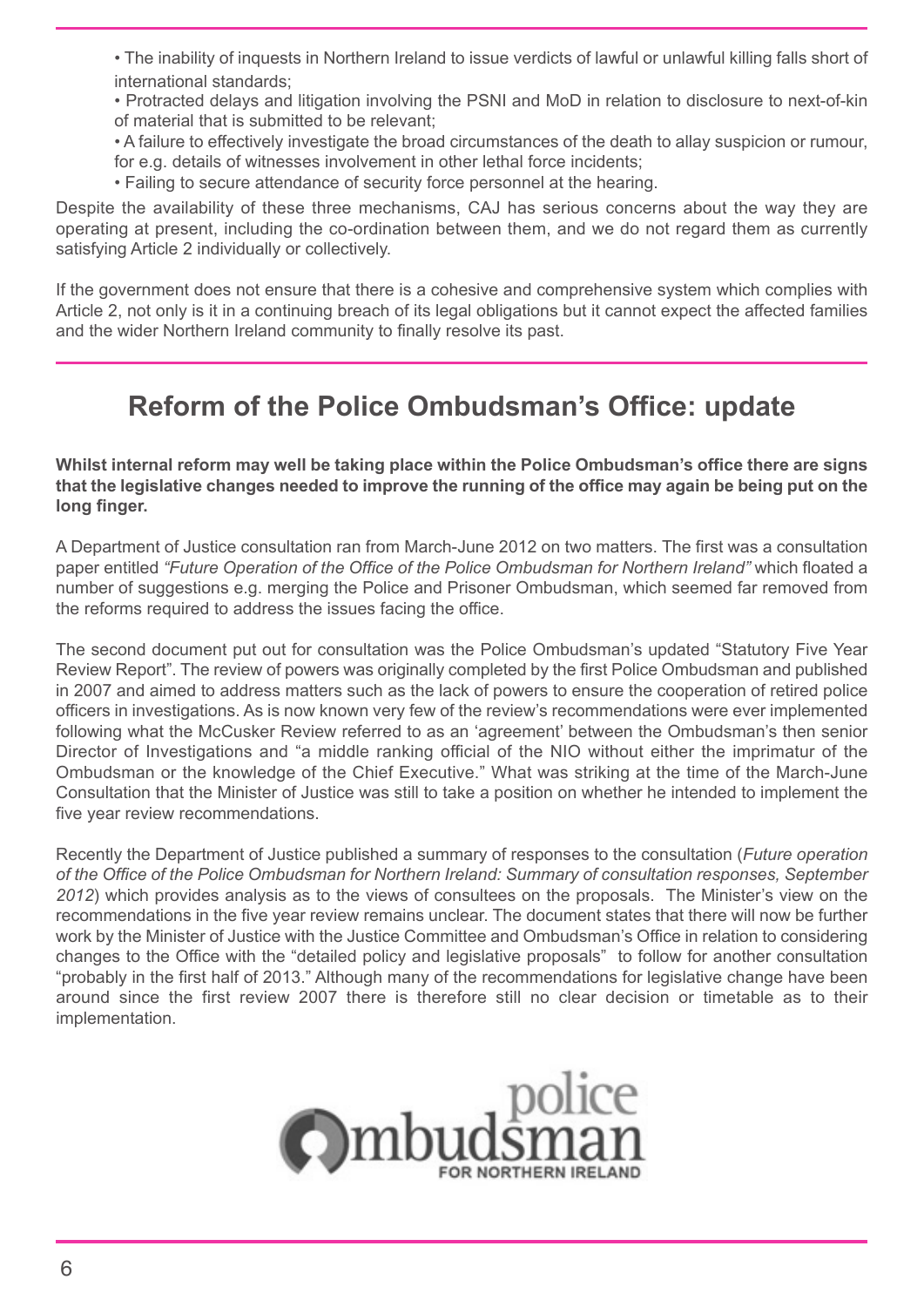- The inability of inquests in Northern Ireland to issue verdicts of lawful or unlawful killing falls short of international standards;
- Protracted delays and litigation involving the PSNI and MoD in relation to disclosure to next-of-kin of material that is submitted to be relevant;
- A failure to effectively investigate the broad circumstances of the death to allay suspicion or rumour, for e.g. details of witnesses involvement in other lethal force incidents;
- Failing to secure attendance of security force personnel at the hearing.

Despite the availability of these three mechanisms, CAJ has serious concerns about the way they are operating at present, including the co-ordination between them, and we do not regard them as currently satisfying Article 2 individually or collectively.

If the government does not ensure that there is a cohesive and comprehensive system which complies with Article 2, not only is it in a continuing breach of its legal obligations but it cannot expect the affected families and the wider Northern Ireland community to finally resolve its past.

## Reform of the Police Ombudsman's Office: update

**Whilst internal reform may well be taking place within the Police Ombudsman's office there are signs that the legislative changes needed to improve the running of the office may again be being put on the long finger.**

A Department of Justice consultation ran from March-June 2012 on two matters. The first was a consultation paper entitled *"Future Operation of the Office of the Police Ombudsman for Northern Ireland"* which floated a number of suggestions e.g. merging the Police and Prisoner Ombudsman, which seemed far removed from the reforms required to address the issues facing the office.

The second document put out for consultation was the Police Ombudsman's updated "Statutory Five Year Review Report". The review of powers was originally completed by the first Police Ombudsman and published in 2007 and aimed to address matters such as the lack of powers to ensure the cooperation of retired police officers in investigations. As is now known very few of the review's recommendations were ever implemented following what the McCusker Review referred to as an 'agreement' between the Ombudsman's then senior Director of Investigations and "a middle ranking official of the NIO without either the imprimatur of the Ombudsman or the knowledge of the Chief Executive." What was striking at the time of the March-June Consultation that the Minister of Justice was still to take a position on whether he intended to implement the five year review recommendations.

Recently the Department of Justice published a summary of responses to the consultation (*Future operation of the Office of the Police Ombudsman for Northern Ireland: Summary of consultation responses, September 2012*) which provides analysis as to the views of consultees on the proposals. The Minister's view on the recommendations in the five year review remains unclear. The document states that there will now be further work by the Minister of Justice with the Justice Committee and Ombudsman's Office in relation to considering changes to the Office with the "detailed policy and legislative proposals" to follow for another consultation "probably in the first half of 2013." Although many of the recommendations for legislative change have been around since the first review 2007 there is therefore still no clear decision or timetable as to their implementation.

police Ombudsman FOR NORTHERN IRELAND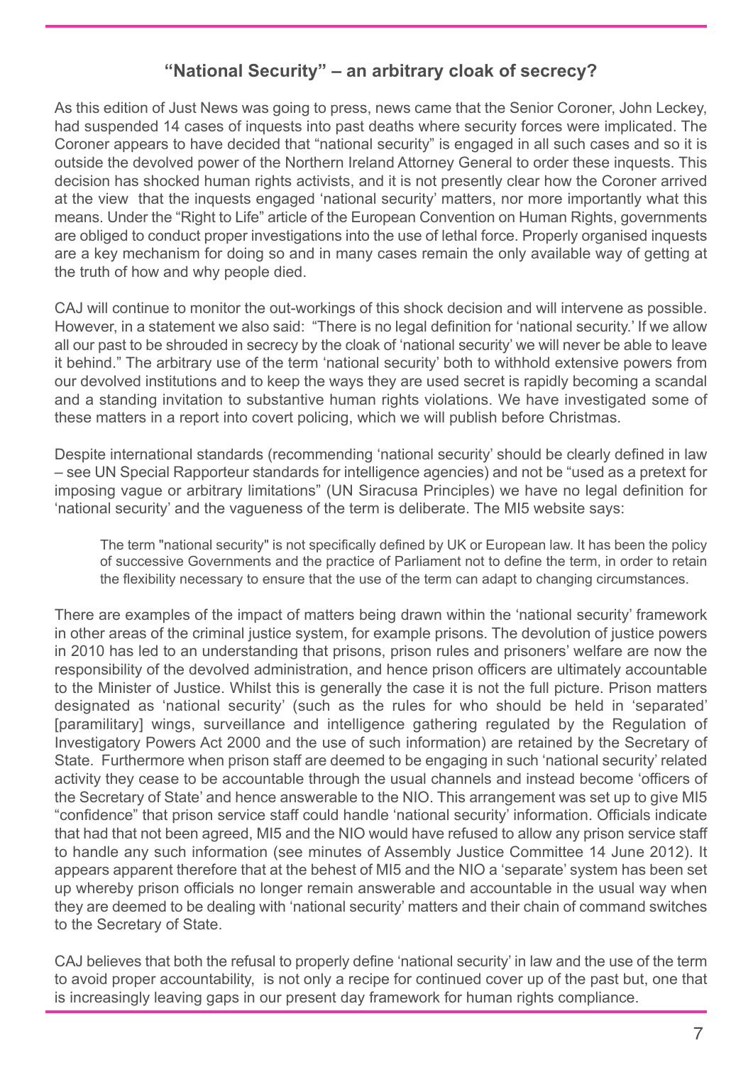## "National Security" – an arbitrary cloak of secrecy?

As this edition of Just News was going to press, news came that the Senior Coroner, John Leckey, had suspended 14 cases of inquests into past deaths where security forces were implicated. The Coroner appears to have decided that "national security" is engaged in all such cases and so it is outside the devolved power of the Northern Ireland Attorney General to order these inquests. This decision has shocked human rights activists, and it is not presently clear how the Coroner arrived at the view that the inquests engaged 'national security' matters, nor more importantly what this means. Under the "Right to Life" article of the European Convention on Human Rights, governments are obliged to conduct proper investigations into the use of lethal force. Properly organised inquests are a key mechanism for doing so and in many cases remain the only available way of getting at the truth of how and why people died.

CAJ will continue to monitor the out-workings of this shock decision and will intervene as possible. However, in a statement we also said: "There is no legal definition for 'national security.' If we allow all our past to be shrouded in secrecy by the cloak of 'national security' we will never be able to leave it behind." The arbitrary use of the term 'national security' both to withhold extensive powers from our devolved institutions and to keep the ways they are used secret is rapidly becoming a scandal and a standing invitation to substantive human rights violations. We have investigated some of these matters in a report into covert policing, which we will publish before Christmas.

Despite international standards (recommending 'national security' should be clearly defined in law – see UN Special Rapporteur standards for intelligence agencies) and not be "used as a pretext for imposing vague or arbitrary limitations" (UN Siracusa Principles) we have no legal definition for 'national security' and the vagueness of the term is deliberate. The MI5 website says:

> The term "national security" is not specifically defined by UK or European law. It has been the policy of successive Governments and the practice of Parliament not to define the term, in order to retain the flexibility necessary to ensure that the use of the term can adapt to changing circumstances.

There are examples of the impact of matters being drawn within the 'national security' framework in other areas of the criminal justice system, for example prisons. The devolution of justice powers in 2010 has led to an understanding that prisons, prison rules and prisoners' welfare are now the responsibility of the devolved administration, and hence prison officers are ultimately accountable to the Minister of Justice. Whilst this is generally the case it is not the full picture. Prison matters designated as 'national security' (such as the rules for who should be held in 'separated' [paramilitary] wings, surveillance and intelligence gathering regulated by the Regulation of Investigatory Powers Act 2000 and the use of such information) are retained by the Secretary of State. Furthermore when prison staff are deemed to be engaging in such 'national security' related activity they cease to be accountable through the usual channels and instead become 'officers of the Secretary of State' and hence answerable to the NIO. This arrangement was set up to give MI5 "confidence" that prison service staff could handle 'national security' information. Officials indicate that had that not been agreed, MI5 and the NIO would have refused to allow any prison service staff to handle any such information (see minutes of Assembly Justice Committee 14 June 2012). It appears apparent therefore that at the behest of MI5 and the NIO a 'separate' system has been set up whereby prison officials no longer remain answerable and accountable in the usual way when they are deemed to be dealing with 'national security' matters and their chain of command switches to the Secretary of State.

CAJ believes that both the refusal to properly define 'national security' in law and the use of the term to avoid proper accountability, is not only a recipe for continued cover up of the past but, one that is increasingly leaving gaps in our present day framework for human rights compliance.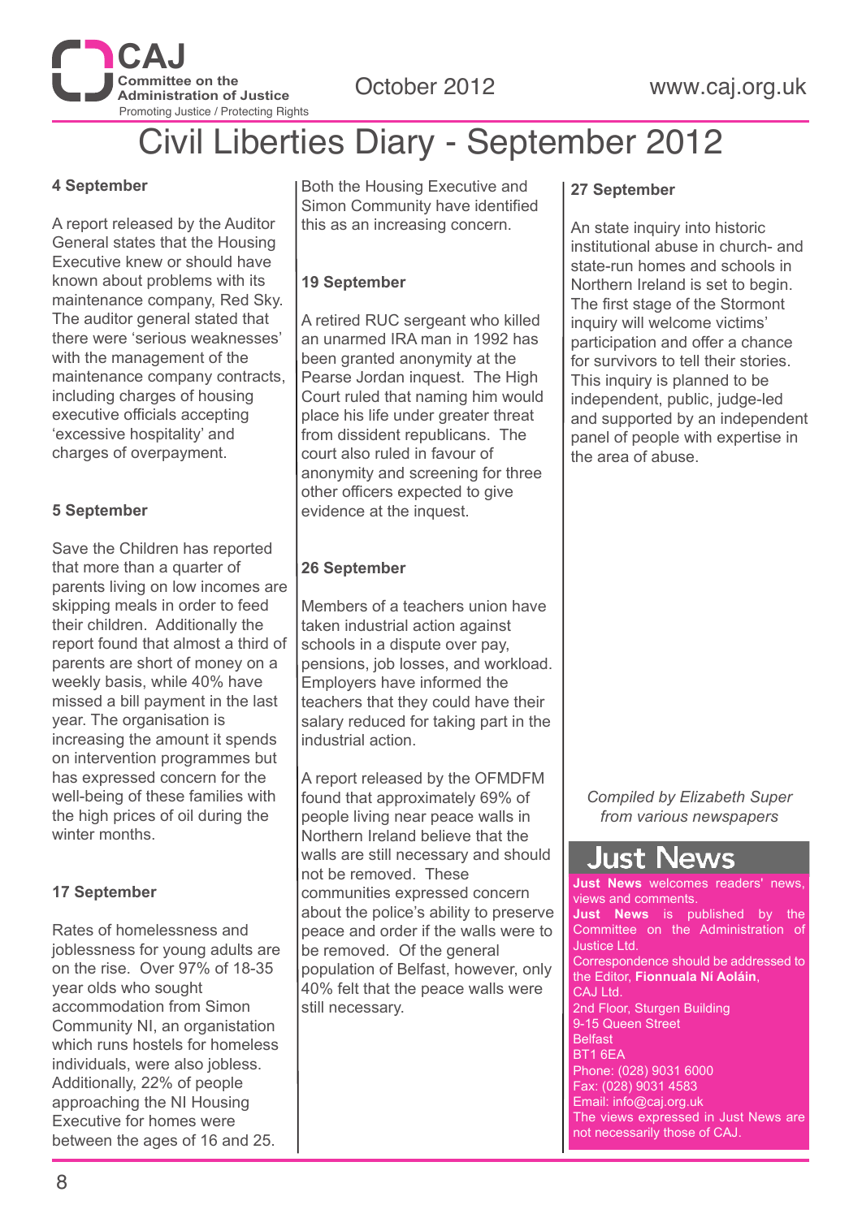# Civil Liberties Diary - September 2012

### 4 September

A report released by the Auditor General states that the Housing Executive knew or should have known about problems with its maintenance company, Red Sky. The auditor general stated that there were 'serious weaknesses' with the management of the maintenance company contracts, including charges of housing executive officials accepting 'excessive hospitality' and charges of overpayment.

### 5 September

Save the Children has reported that more than a quarter of parents living on low incomes are skipping meals in order to feed their children. Additionally the report found that almost a third of parents are short of money on a weekly basis, while 40% have missed a bill payment in the last year. The organisation is increasing the amount it spends on intervention programmes but has expressed concern for the well-being of these families with the high prices of oil during the winter months.

### 17 September

Rates of homelessness and joblessness for young adults are on the rise. Over 97% of 18-35 year olds who sought accommodation from Simon Community NI, an organisation which runs hostels for homeless individuals, were also jobless. Additionally, 22% of people approaching the NI Housing Executive for homes were between the ages of 16 and 25. Both the Housing Executive and Simon Community have identified this as an increasing concern.

### 19 September

A retired RUC sergeant who killed an unarmed IRA man in 1992 has been granted anonymity at the Pearse Jordan inquest. The High Court ruled that naming him would place his life under greater threat from dissident republicans. The court also ruled in favour of anonymity and screening for three other officers expected to give evidence at the inquest.

### 26 September

Members of a teachers union have taken industrial action against schools in a dispute over pay, pensions, job losses, and workload. Employers have informed the teachers that they could have their salary reduced for taking part in the industrial action.

A report released by the OFMDFM found that approximately 69% of people living near peace walls in Northern Ireland believe that the walls are still necessary and should not be removed. These communities expressed concern about the police's ability to preserve peace and order if the walls were to be removed. Of the general population of Belfast, however, only 40% felt that the peace walls were still necessary.

### 27 September

An state inquiry into historic institutional abuse in church- and state-run homes and schools in Northern Ireland is set to begin. The first stage of the Stormont inquiry will welcome victims' participation and offer a chance for survivors to tell their stories. This inquiry is planned to be independent, public, judge-led and supported by an independent panel of people with expertise in the area of abuse.

*Compiled by Elizabeth Super from various newspapers*

## Just News

**Just News** welcomes readers' news, views and comments.

**Just News** is published by the Committee on the Administration of Justice Ltd.

Correspondence should be addressed to the Editor, **Fionnuala Ní Aoláin**, CAJ Ltd.
2nd Floor, Sturgen Building
9-15 Queen Street
Belfast
BT1 6EA
Phone: (028) 9031 6000
Fax: (028) 9031 4583
Email: info@caj.org.uk

The views expressed in Just News are not necessarily those of CAJ.